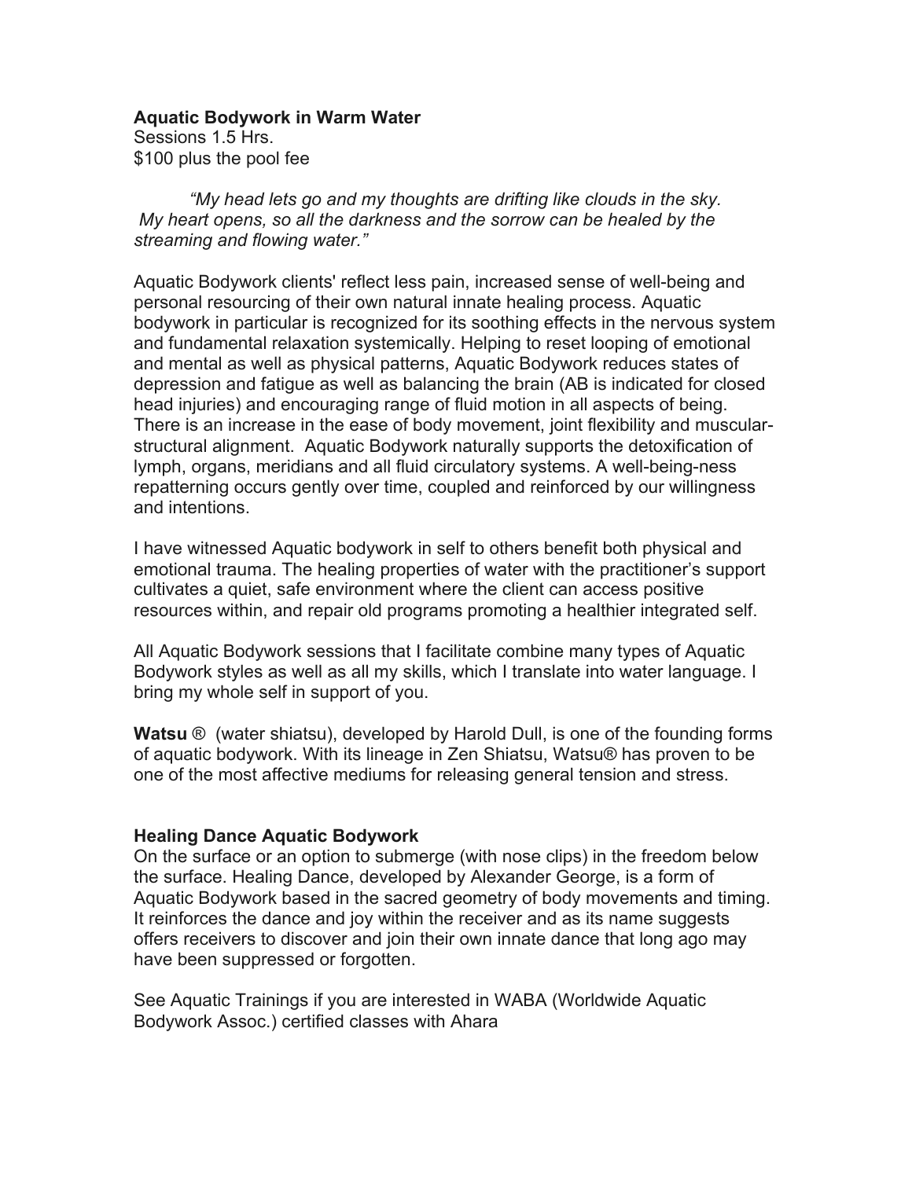**Aquatic Bodywork in Warm Water**
Sessions 1.5 Hrs.
$100 plus the pool fee

*"My head lets go and my thoughts are drifting like clouds in the sky. My heart opens, so all the darkness and the sorrow can be healed by the streaming and flowing water."*

Aquatic Bodywork clients' reflect less pain, increased sense of well-being and personal resourcing of their own natural innate healing process. Aquatic bodywork in particular is recognized for its soothing effects in the nervous system and fundamental relaxation systemically. Helping to reset looping of emotional and mental as well as physical patterns, Aquatic Bodywork reduces states of depression and fatigue as well as balancing the brain (AB is indicated for closed head injuries) and encouraging range of fluid motion in all aspects of being. There is an increase in the ease of body movement, joint flexibility and muscular-structural alignment. Aquatic Bodywork naturally supports the detoxification of lymph, organs, meridians and all fluid circulatory systems. A well-being-ness repatterning occurs gently over time, coupled and reinforced by our willingness and intentions.

I have witnessed Aquatic bodywork in self to others benefit both physical and emotional trauma. The healing properties of water with the practitioner's support cultivates a quiet, safe environment where the client can access positive resources within, and repair old programs promoting a healthier integrated self.

All Aquatic Bodywork sessions that I facilitate combine many types of Aquatic Bodywork styles as well as all my skills, which I translate into water language. I bring my whole self in support of you.

**Watsu** ® (water shiatsu), developed by Harold Dull, is one of the founding forms of aquatic bodywork. With its lineage in Zen Shiatsu, Watsu® has proven to be one of the most affective mediums for releasing general tension and stress.

**Healing Dance Aquatic Bodywork**
On the surface or an option to submerge (with nose clips) in the freedom below the surface. Healing Dance, developed by Alexander George, is a form of Aquatic Bodywork based in the sacred geometry of body movements and timing. It reinforces the dance and joy within the receiver and as its name suggests offers receivers to discover and join their own innate dance that long ago may have been suppressed or forgotten.

See Aquatic Trainings if you are interested in WABA (Worldwide Aquatic Bodywork Assoc.) certified classes with Ahara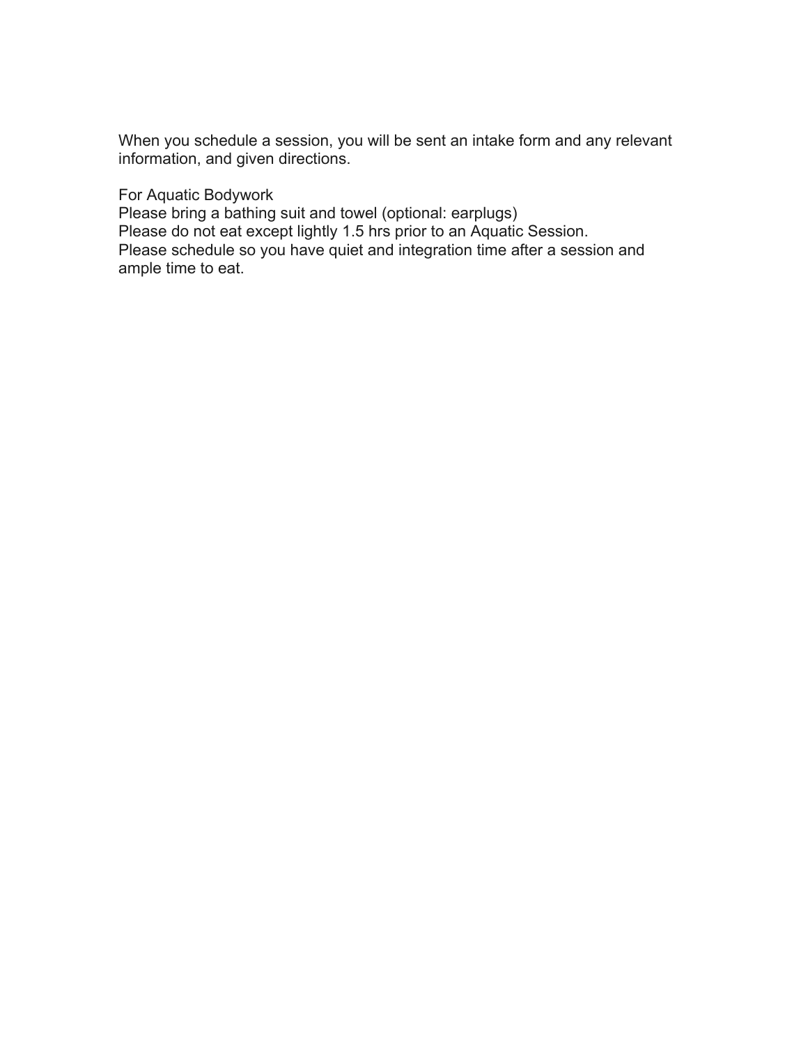When you schedule a session, you will be sent an intake form and any relevant information, and given directions.

For Aquatic Bodywork
Please bring a bathing suit and towel (optional: earplugs)
Please do not eat except lightly 1.5 hrs prior to an Aquatic Session.
Please schedule so you have quiet and integration time after a session and ample time to eat.